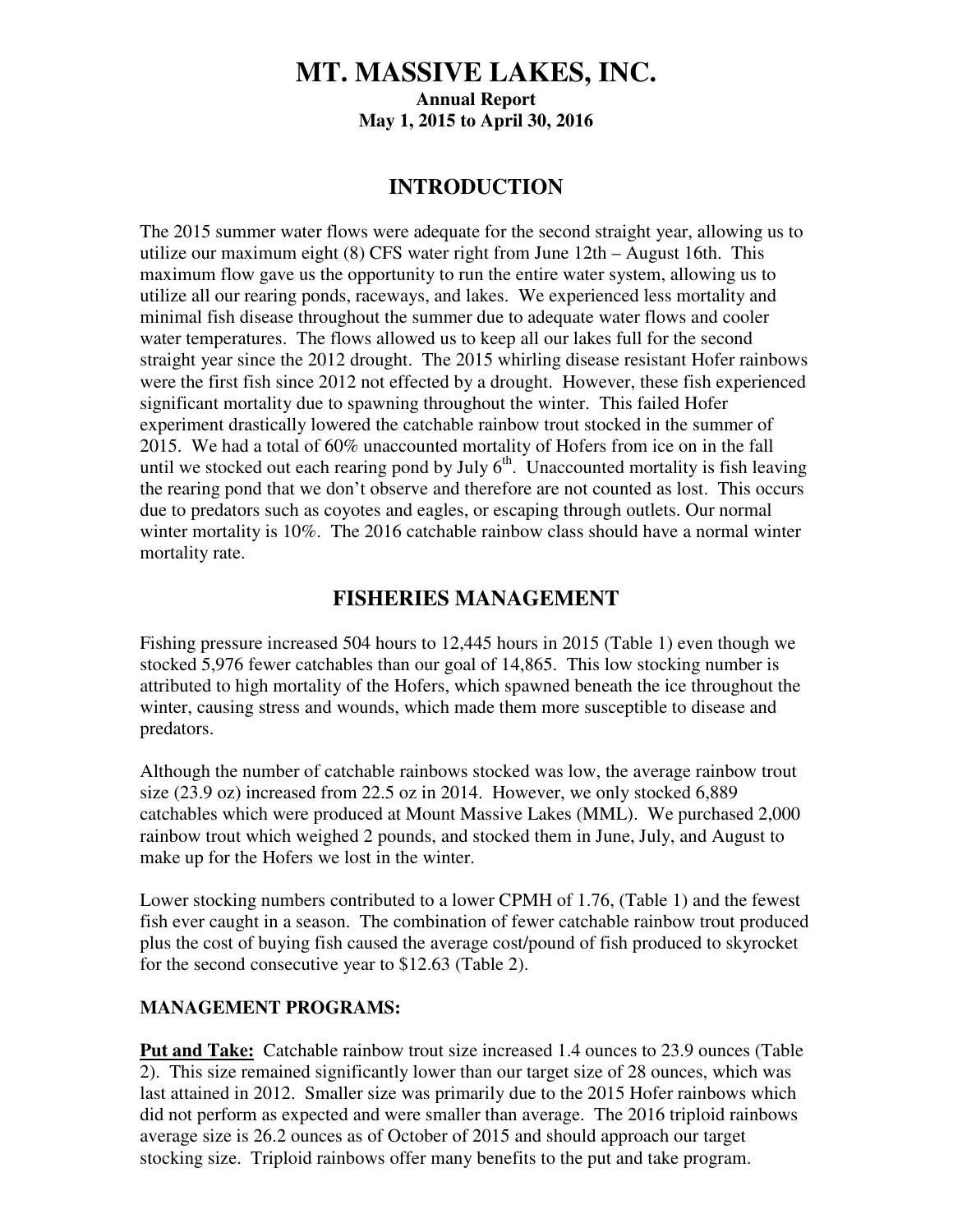# MT. MASSIVE LAKES, INC.

**Annual Report**
**May 1, 2015 to April 30, 2016**

## INTRODUCTION

The 2015 summer water flows were adequate for the second straight year, allowing us to utilize our maximum eight (8) CFS water right from June 12th – August 16th. This maximum flow gave us the opportunity to run the entire water system, allowing us to utilize all our rearing ponds, raceways, and lakes. We experienced less mortality and minimal fish disease throughout the summer due to adequate water flows and cooler water temperatures. The flows allowed us to keep all our lakes full for the second straight year since the 2012 drought. The 2015 whirling disease resistant Hofer rainbows were the first fish since 2012 not effected by a drought. However, these fish experienced significant mortality due to spawning throughout the winter. This failed Hofer experiment drastically lowered the catchable rainbow trout stocked in the summer of 2015. We had a total of 60% unaccounted mortality of Hofers from ice on in the fall until we stocked out each rearing pond by July 6th. Unaccounted mortality is fish leaving the rearing pond that we don't observe and therefore are not counted as lost. This occurs due to predators such as coyotes and eagles, or escaping through outlets. Our normal winter mortality is 10%. The 2016 catchable rainbow class should have a normal winter mortality rate.

## FISHERIES MANAGEMENT

Fishing pressure increased 504 hours to 12,445 hours in 2015 (Table 1) even though we stocked 5,976 fewer catchables than our goal of 14,865. This low stocking number is attributed to high mortality of the Hofers, which spawned beneath the ice throughout the winter, causing stress and wounds, which made them more susceptible to disease and predators.

Although the number of catchable rainbows stocked was low, the average rainbow trout size (23.9 oz) increased from 22.5 oz in 2014. However, we only stocked 6,889 catchables which were produced at Mount Massive Lakes (MML). We purchased 2,000 rainbow trout which weighed 2 pounds, and stocked them in June, July, and August to make up for the Hofers we lost in the winter.

Lower stocking numbers contributed to a lower CPMH of 1.76, (Table 1) and the fewest fish ever caught in a season. The combination of fewer catchable rainbow trout produced plus the cost of buying fish caused the average cost/pound of fish produced to skyrocket for the second consecutive year to $12.63 (Table 2).

**MANAGEMENT PROGRAMS:**

**Put and Take:** Catchable rainbow trout size increased 1.4 ounces to 23.9 ounces (Table 2). This size remained significantly lower than our target size of 28 ounces, which was last attained in 2012. Smaller size was primarily due to the 2015 Hofer rainbows which did not perform as expected and were smaller than average. The 2016 triploid rainbows average size is 26.2 ounces as of October of 2015 and should approach our target stocking size. Triploid rainbows offer many benefits to the put and take program.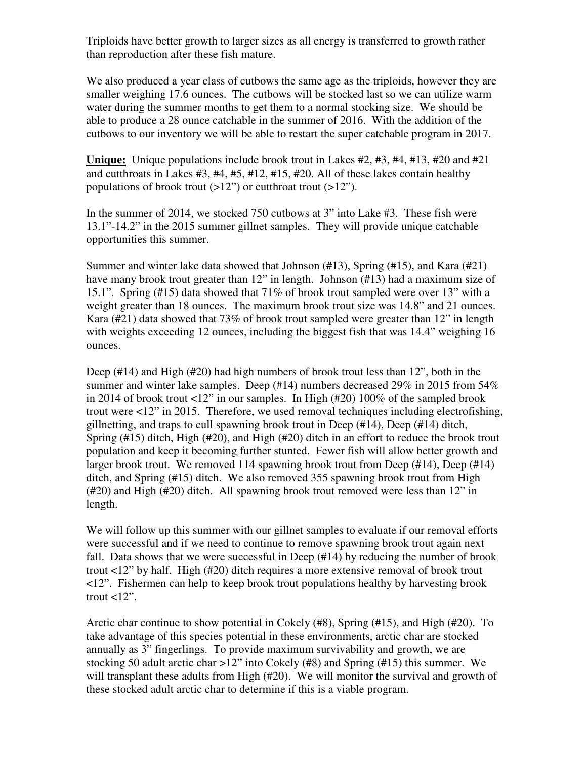Triploids have better growth to larger sizes as all energy is transferred to growth rather than reproduction after these fish mature.

We also produced a year class of cutbows the same age as the triploids, however they are smaller weighing 17.6 ounces. The cutbows will be stocked last so we can utilize warm water during the summer months to get them to a normal stocking size. We should be able to produce a 28 ounce catchable in the summer of 2016. With the addition of the cutbows to our inventory we will be able to restart the super catchable program in 2017.

**Unique:** Unique populations include brook trout in Lakes #2, #3, #4, #13, #20 and #21 and cutthroats in Lakes #3, #4, #5, #12, #15, #20. All of these lakes contain healthy populations of brook trout (>12") or cutthroat trout (>12").

In the summer of 2014, we stocked 750 cutbows at 3" into Lake #3. These fish were 13.1"-14.2" in the 2015 summer gillnet samples. They will provide unique catchable opportunities this summer.

Summer and winter lake data showed that Johnson (#13), Spring (#15), and Kara (#21) have many brook trout greater than 12" in length. Johnson (#13) had a maximum size of 15.1". Spring (#15) data showed that 71% of brook trout sampled were over 13" with a weight greater than 18 ounces. The maximum brook trout size was 14.8" and 21 ounces. Kara (#21) data showed that 73% of brook trout sampled were greater than 12" in length with weights exceeding 12 ounces, including the biggest fish that was 14.4" weighing 16 ounces.

Deep (#14) and High (#20) had high numbers of brook trout less than 12", both in the summer and winter lake samples. Deep (#14) numbers decreased 29% in 2015 from 54% in 2014 of brook trout <12" in our samples. In High (#20) 100% of the sampled brook trout were <12" in 2015. Therefore, we used removal techniques including electrofishing, gillnetting, and traps to cull spawning brook trout in Deep (#14), Deep (#14) ditch, Spring (#15) ditch, High (#20), and High (#20) ditch in an effort to reduce the brook trout population and keep it becoming further stunted. Fewer fish will allow better growth and larger brook trout. We removed 114 spawning brook trout from Deep (#14), Deep (#14) ditch, and Spring (#15) ditch. We also removed 355 spawning brook trout from High (#20) and High (#20) ditch. All spawning brook trout removed were less than 12" in length.

We will follow up this summer with our gillnet samples to evaluate if our removal efforts were successful and if we need to continue to remove spawning brook trout again next fall. Data shows that we were successful in Deep (#14) by reducing the number of brook trout <12" by half. High (#20) ditch requires a more extensive removal of brook trout <12". Fishermen can help to keep brook trout populations healthy by harvesting brook trout <12".

Arctic char continue to show potential in Cokely (#8), Spring (#15), and High (#20). To take advantage of this species potential in these environments, arctic char are stocked annually as 3" fingerlings. To provide maximum survivability and growth, we are stocking 50 adult arctic char >12" into Cokely (#8) and Spring (#15) this summer. We will transplant these adults from High (#20). We will monitor the survival and growth of these stocked adult arctic char to determine if this is a viable program.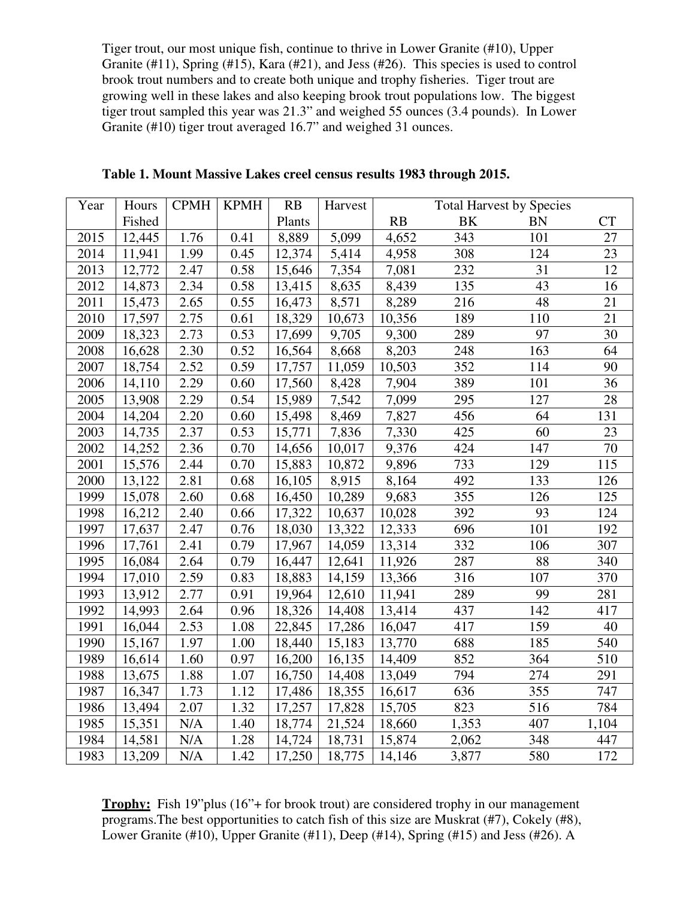Tiger trout, our most unique fish, continue to thrive in Lower Granite (#10), Upper Granite (#11), Spring (#15), Kara (#21), and Jess (#26). This species is used to control brook trout numbers and to create both unique and trophy fisheries. Tiger trout are growing well in these lakes and also keeping brook trout populations low. The biggest tiger trout sampled this year was 21.3" and weighed 55 ounces (3.4 pounds). In Lower Granite (#10) tiger trout averaged 16.7" and weighed 31 ounces.

**Table 1. Mount Massive Lakes creel census results 1983 through 2015.**

| Year | Hours Fished | CPMH | KPMH | RB Plants | Harvest | Total Harvest by Species | | | |
|---|---|---|---|---|---|---|---|---|---|
| | | | | | | RB | BK | BN | CT |
| 2015 | 12,445 | 1.76 | 0.41 | 8,889 | 5,099 | 4,652 | 343 | 101 | 27 |
| 2014 | 11,941 | 1.99 | 0.45 | 12,374 | 5,414 | 4,958 | 308 | 124 | 23 |
| 2013 | 12,772 | 2.47 | 0.58 | 15,646 | 7,354 | 7,081 | 232 | 31 | 12 |
| 2012 | 14,873 | 2.34 | 0.58 | 13,415 | 8,635 | 8,439 | 135 | 43 | 16 |
| 2011 | 15,473 | 2.65 | 0.55 | 16,473 | 8,571 | 8,289 | 216 | 48 | 21 |
| 2010 | 17,597 | 2.75 | 0.61 | 18,329 | 10,673 | 10,356 | 189 | 110 | 21 |
| 2009 | 18,323 | 2.73 | 0.53 | 17,699 | 9,705 | 9,300 | 289 | 97 | 30 |
| 2008 | 16,628 | 2.30 | 0.52 | 16,564 | 8,668 | 8,203 | 248 | 163 | 64 |
| 2007 | 18,754 | 2.52 | 0.59 | 17,757 | 11,059 | 10,503 | 352 | 114 | 90 |
| 2006 | 14,110 | 2.29 | 0.60 | 17,560 | 8,428 | 7,904 | 389 | 101 | 36 |
| 2005 | 13,908 | 2.29 | 0.54 | 15,989 | 7,542 | 7,099 | 295 | 127 | 28 |
| 2004 | 14,204 | 2.20 | 0.60 | 15,498 | 8,469 | 7,827 | 456 | 64 | 131 |
| 2003 | 14,735 | 2.37 | 0.53 | 15,771 | 7,836 | 7,330 | 425 | 60 | 23 |
| 2002 | 14,252 | 2.36 | 0.70 | 14,656 | 10,017 | 9,376 | 424 | 147 | 70 |
| 2001 | 15,576 | 2.44 | 0.70 | 15,883 | 10,872 | 9,896 | 733 | 129 | 115 |
| 2000 | 13,122 | 2.81 | 0.68 | 16,105 | 8,915 | 8,164 | 492 | 133 | 126 |
| 1999 | 15,078 | 2.60 | 0.68 | 16,450 | 10,289 | 9,683 | 355 | 126 | 125 |
| 1998 | 16,212 | 2.40 | 0.66 | 17,322 | 10,637 | 10,028 | 392 | 93 | 124 |
| 1997 | 17,637 | 2.47 | 0.76 | 18,030 | 13,322 | 12,333 | 696 | 101 | 192 |
| 1996 | 17,761 | 2.41 | 0.79 | 17,967 | 14,059 | 13,314 | 332 | 106 | 307 |
| 1995 | 16,084 | 2.64 | 0.79 | 16,447 | 12,641 | 11,926 | 287 | 88 | 340 |
| 1994 | 17,010 | 2.59 | 0.83 | 18,883 | 14,159 | 13,366 | 316 | 107 | 370 |
| 1993 | 13,912 | 2.77 | 0.91 | 19,964 | 12,610 | 11,941 | 289 | 99 | 281 |
| 1992 | 14,993 | 2.64 | 0.96 | 18,326 | 14,408 | 13,414 | 437 | 142 | 417 |
| 1991 | 16,044 | 2.53 | 1.08 | 22,845 | 17,286 | 16,047 | 417 | 159 | 40 |
| 1990 | 15,167 | 1.97 | 1.00 | 18,440 | 15,183 | 13,770 | 688 | 185 | 540 |
| 1989 | 16,614 | 1.60 | 0.97 | 16,200 | 16,135 | 14,409 | 852 | 364 | 510 |
| 1988 | 13,675 | 1.88 | 1.07 | 16,750 | 14,408 | 13,049 | 794 | 274 | 291 |
| 1987 | 16,347 | 1.73 | 1.12 | 17,486 | 18,355 | 16,617 | 636 | 355 | 747 |
| 1986 | 13,494 | 2.07 | 1.32 | 17,257 | 17,828 | 15,705 | 823 | 516 | 784 |
| 1985 | 15,351 | N/A | 1.40 | 18,774 | 21,524 | 18,660 | 1,353 | 407 | 1,104 |
| 1984 | 14,581 | N/A | 1.28 | 14,724 | 18,731 | 15,874 | 2,062 | 348 | 447 |
| 1983 | 13,209 | N/A | 1.42 | 17,250 | 18,775 | 14,146 | 3,877 | 580 | 172 |

**Trophy:** Fish 19"plus (16"+ for brook trout) are considered trophy in our management programs.The best opportunities to catch fish of this size are Muskrat (#7), Cokely (#8), Lower Granite (#10), Upper Granite (#11), Deep (#14), Spring (#15) and Jess (#26). A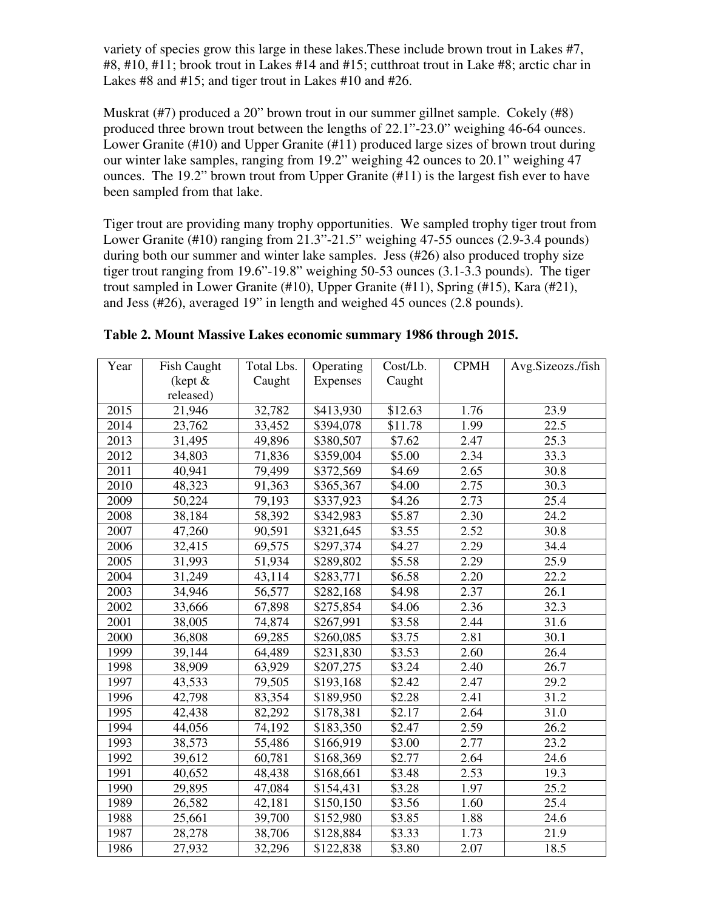variety of species grow this large in these lakes.These include brown trout in Lakes #7, #8, #10, #11; brook trout in Lakes #14 and #15; cutthroat trout in Lake #8; arctic char in Lakes #8 and #15; and tiger trout in Lakes #10 and #26.

Muskrat (#7) produced a 20" brown trout in our summer gillnet sample. Cokely (#8) produced three brown trout between the lengths of 22.1"-23.0" weighing 46-64 ounces. Lower Granite (#10) and Upper Granite (#11) produced large sizes of brown trout during our winter lake samples, ranging from 19.2" weighing 42 ounces to 20.1" weighing 47 ounces. The 19.2" brown trout from Upper Granite (#11) is the largest fish ever to have been sampled from that lake.

Tiger trout are providing many trophy opportunities. We sampled trophy tiger trout from Lower Granite (#10) ranging from 21.3"-21.5" weighing 47-55 ounces (2.9-3.4 pounds) during both our summer and winter lake samples. Jess (#26) also produced trophy size tiger trout ranging from 19.6"-19.8" weighing 50-53 ounces (3.1-3.3 pounds). The tiger trout sampled in Lower Granite (#10), Upper Granite (#11), Spring (#15), Kara (#21), and Jess (#26), averaged 19" in length and weighed 45 ounces (2.8 pounds).

**Table 2. Mount Massive Lakes economic summary 1986 through 2015.**

| Year | Fish Caught (kept & released) | Total Lbs. Caught | Operating Expenses | Cost/Lb. Caught | CPMH | Avg.Sizeozs./fish |
|---|---|---|---|---|---|---|
| 2015 | 21,946 | 32,782 | $413,930 | $12.63 | 1.76 | 23.9 |
| 2014 | 23,762 | 33,452 | $394,078 | $11.78 | 1.99 | 22.5 |
| 2013 | 31,495 | 49,896 | $380,507 | $7.62 | 2.47 | 25.3 |
| 2012 | 34,803 | 71,836 | $359,004 | $5.00 | 2.34 | 33.3 |
| 2011 | 40,941 | 79,499 | $372,569 | $4.69 | 2.65 | 30.8 |
| 2010 | 48,323 | 91,363 | $365,367 | $4.00 | 2.75 | 30.3 |
| 2009 | 50,224 | 79,193 | $337,923 | $4.26 | 2.73 | 25.4 |
| 2008 | 38,184 | 58,392 | $342,983 | $5.87 | 2.30 | 24.2 |
| 2007 | 47,260 | 90,591 | $321,645 | $3.55 | 2.52 | 30.8 |
| 2006 | 32,415 | 69,575 | $297,374 | $4.27 | 2.29 | 34.4 |
| 2005 | 31,993 | 51,934 | $289,802 | $5.58 | 2.29 | 25.9 |
| 2004 | 31,249 | 43,114 | $283,771 | $6.58 | 2.20 | 22.2 |
| 2003 | 34,946 | 56,577 | $282,168 | $4.98 | 2.37 | 26.1 |
| 2002 | 33,666 | 67,898 | $275,854 | $4.06 | 2.36 | 32.3 |
| 2001 | 38,005 | 74,874 | $267,991 | $3.58 | 2.44 | 31.6 |
| 2000 | 36,808 | 69,285 | $260,085 | $3.75 | 2.81 | 30.1 |
| 1999 | 39,144 | 64,489 | $231,830 | $3.53 | 2.60 | 26.4 |
| 1998 | 38,909 | 63,929 | $207,275 | $3.24 | 2.40 | 26.7 |
| 1997 | 43,533 | 79,505 | $193,168 | $2.42 | 2.47 | 29.2 |
| 1996 | 42,798 | 83,354 | $189,950 | $2.28 | 2.41 | 31.2 |
| 1995 | 42,438 | 82,292 | $178,381 | $2.17 | 2.64 | 31.0 |
| 1994 | 44,056 | 74,192 | $183,350 | $2.47 | 2.59 | 26.2 |
| 1993 | 38,573 | 55,486 | $166,919 | $3.00 | 2.77 | 23.2 |
| 1992 | 39,612 | 60,781 | $168,369 | $2.77 | 2.64 | 24.6 |
| 1991 | 40,652 | 48,438 | $168,661 | $3.48 | 2.53 | 19.3 |
| 1990 | 29,895 | 47,084 | $154,431 | $3.28 | 1.97 | 25.2 |
| 1989 | 26,582 | 42,181 | $150,150 | $3.56 | 1.60 | 25.4 |
| 1988 | 25,661 | 39,700 | $152,980 | $3.85 | 1.88 | 24.6 |
| 1987 | 28,278 | 38,706 | $128,884 | $3.33 | 1.73 | 21.9 |
| 1986 | 27,932 | 32,296 | $122,838 | $3.80 | 2.07 | 18.5 |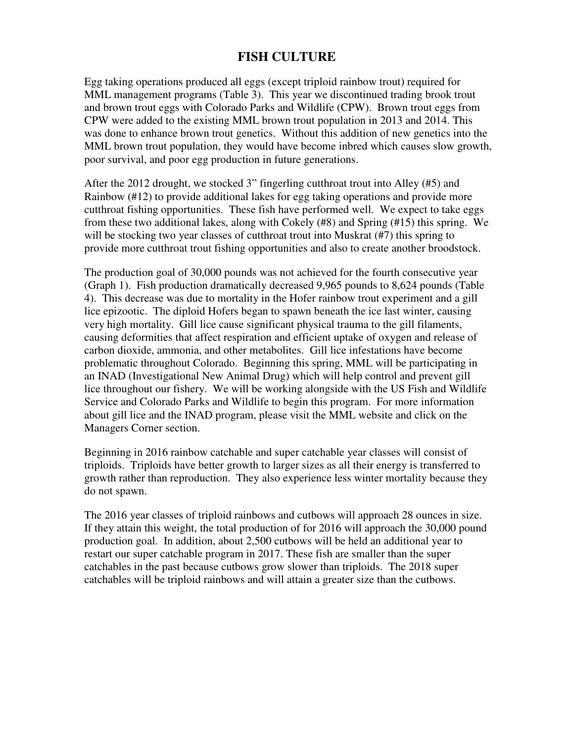# FISH CULTURE

Egg taking operations produced all eggs (except triploid rainbow trout) required for MML management programs (Table 3). This year we discontinued trading brook trout and brown trout eggs with Colorado Parks and Wildlife (CPW). Brown trout eggs from CPW were added to the existing MML brown trout population in 2013 and 2014. This was done to enhance brown trout genetics. Without this addition of new genetics into the MML brown trout population, they would have become inbred which causes slow growth, poor survival, and poor egg production in future generations.

After the 2012 drought, we stocked 3" fingerling cutthroat trout into Alley (#5) and Rainbow (#12) to provide additional lakes for egg taking operations and provide more cutthroat fishing opportunities. These fish have performed well. We expect to take eggs from these two additional lakes, along with Cokely (#8) and Spring (#15) this spring. We will be stocking two year classes of cutthroat trout into Muskrat (#7) this spring to provide more cutthroat trout fishing opportunities and also to create another broodstock.

The production goal of 30,000 pounds was not achieved for the fourth consecutive year (Graph 1). Fish production dramatically decreased 9,965 pounds to 8,624 pounds (Table 4). This decrease was due to mortality in the Hofer rainbow trout experiment and a gill lice epizootic. The diploid Hofers began to spawn beneath the ice last winter, causing very high mortality. Gill lice cause significant physical trauma to the gill filaments, causing deformities that affect respiration and efficient uptake of oxygen and release of carbon dioxide, ammonia, and other metabolites. Gill lice infestations have become problematic throughout Colorado. Beginning this spring, MML will be participating in an INAD (Investigational New Animal Drug) which will help control and prevent gill lice throughout our fishery. We will be working alongside with the US Fish and Wildlife Service and Colorado Parks and Wildlife to begin this program. For more information about gill lice and the INAD program, please visit the MML website and click on the Managers Corner section.

Beginning in 2016 rainbow catchable and super catchable year classes will consist of triploids. Triploids have better growth to larger sizes as all their energy is transferred to growth rather than reproduction. They also experience less winter mortality because they do not spawn.

The 2016 year classes of triploid rainbows and cutbows will approach 28 ounces in size. If they attain this weight, the total production of for 2016 will approach the 30,000 pound production goal. In addition, about 2,500 cutbows will be held an additional year to restart our super catchable program in 2017. These fish are smaller than the super catchables in the past because cutbows grow slower than triploids. The 2018 super catchables will be triploid rainbows and will attain a greater size than the cutbows.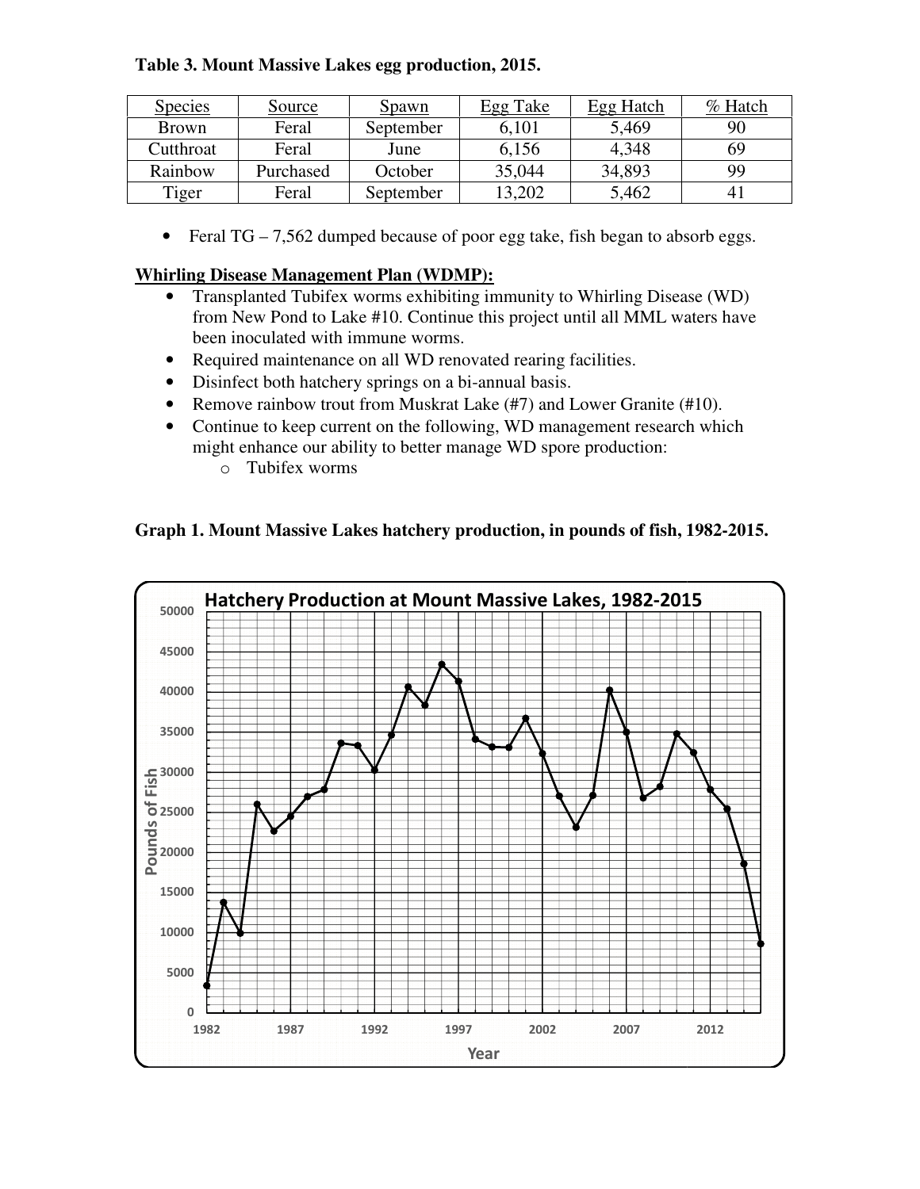**Table 3. Mount Massive Lakes egg production, 2015.**

| Species | Source | Spawn | Egg Take | Egg Hatch | % Hatch |
|---|---|---|---|---|---|
| Brown | Feral | September | 6,101 | 5,469 | 90 |
| Cutthroat | Feral | June | 6,156 | 4,348 | 69 |
| Rainbow | Purchased | October | 35,044 | 34,893 | 99 |
| Tiger | Feral | September | 13,202 | 5,462 | 41 |

- Feral TG – 7,562 dumped because of poor egg take, fish began to absorb eggs.

**Whirling Disease Management Plan (WDMP):**

- Transplanted Tubifex worms exhibiting immunity to Whirling Disease (WD) from New Pond to Lake #10. Continue this project until all MML waters have been inoculated with immune worms.
- Required maintenance on all WD renovated rearing facilities.
- Disinfect both hatchery springs on a bi-annual basis.
- Remove rainbow trout from Muskrat Lake (#7) and Lower Granite (#10).
- Continue to keep current on the following, WD management research which might enhance our ability to better manage WD spore production:
  - Tubifex worms

**Graph 1. Mount Massive Lakes hatchery production, in pounds of fish, 1982-2015.**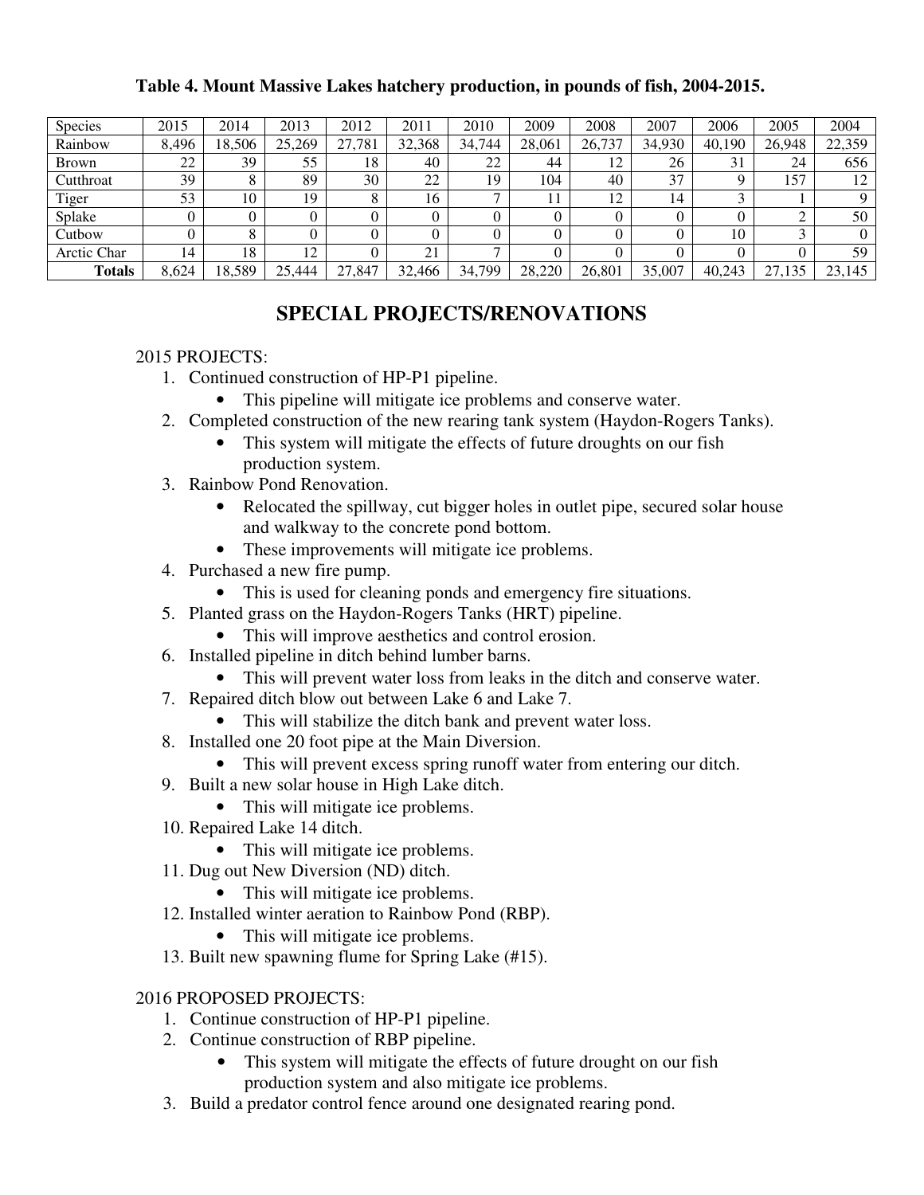**Table 4. Mount Massive Lakes hatchery production, in pounds of fish, 2004-2015.**

| Species | 2015 | 2014 | 2013 | 2012 | 2011 | 2010 | 2009 | 2008 | 2007 | 2006 | 2005 | 2004 |
|---|---|---|---|---|---|---|---|---|---|---|---|---|
| Rainbow | 8,496 | 18,506 | 25,269 | 27,781 | 32,368 | 34,744 | 28,061 | 26,737 | 34,930 | 40,190 | 26,948 | 22,359 |
| Brown | 22 | 39 | 55 | 18 | 40 | 22 | 44 | 12 | 26 | 31 | 24 | 656 |
| Cutthroat | 39 | 8 | 89 | 30 | 22 | 19 | 104 | 40 | 37 | 9 | 157 | 12 |
| Tiger | 53 | 10 | 19 | 8 | 16 | 7 | 11 | 12 | 14 | 3 | 1 | 9 |
| Splake | 0 | 0 | 0 | 0 | 0 | 0 | 0 | 0 | 0 | 0 | 2 | 50 |
| Cutbow | 0 | 8 | 0 | 0 | 0 | 0 | 0 | 0 | 0 | 10 | 3 | 0 |
| Arctic Char | 14 | 18 | 12 | 0 | 21 | 7 | 0 | 0 | 0 | 0 | 0 | 59 |
| **Totals** | 8,624 | 18,589 | 25,444 | 27,847 | 32,466 | 34,799 | 28,220 | 26,801 | 35,007 | 40,243 | 27,135 | 23,145 |

## SPECIAL PROJECTS/RENOVATIONS

2015 PROJECTS:

1. Continued construction of HP-P1 pipeline.
   - This pipeline will mitigate ice problems and conserve water.
2. Completed construction of the new rearing tank system (Haydon-Rogers Tanks).
   - This system will mitigate the effects of future droughts on our fish production system.
3. Rainbow Pond Renovation.
   - Relocated the spillway, cut bigger holes in outlet pipe, secured solar house and walkway to the concrete pond bottom.
   - These improvements will mitigate ice problems.
4. Purchased a new fire pump.
   - This is used for cleaning ponds and emergency fire situations.
5. Planted grass on the Haydon-Rogers Tanks (HRT) pipeline.
   - This will improve aesthetics and control erosion.
6. Installed pipeline in ditch behind lumber barns.
   - This will prevent water loss from leaks in the ditch and conserve water.
7. Repaired ditch blow out between Lake 6 and Lake 7.
   - This will stabilize the ditch bank and prevent water loss.
8. Installed one 20 foot pipe at the Main Diversion.
   - This will prevent excess spring runoff water from entering our ditch.
9. Built a new solar house in High Lake ditch.
   - This will mitigate ice problems.
10. Repaired Lake 14 ditch.
    - This will mitigate ice problems.
11. Dug out New Diversion (ND) ditch.
    - This will mitigate ice problems.
12. Installed winter aeration to Rainbow Pond (RBP).
    - This will mitigate ice problems.
13. Built new spawning flume for Spring Lake (#15).

2016 PROPOSED PROJECTS:

1. Continue construction of HP-P1 pipeline.
2. Continue construction of RBP pipeline.
   - This system will mitigate the effects of future drought on our fish production system and also mitigate ice problems.
3. Build a predator control fence around one designated rearing pond.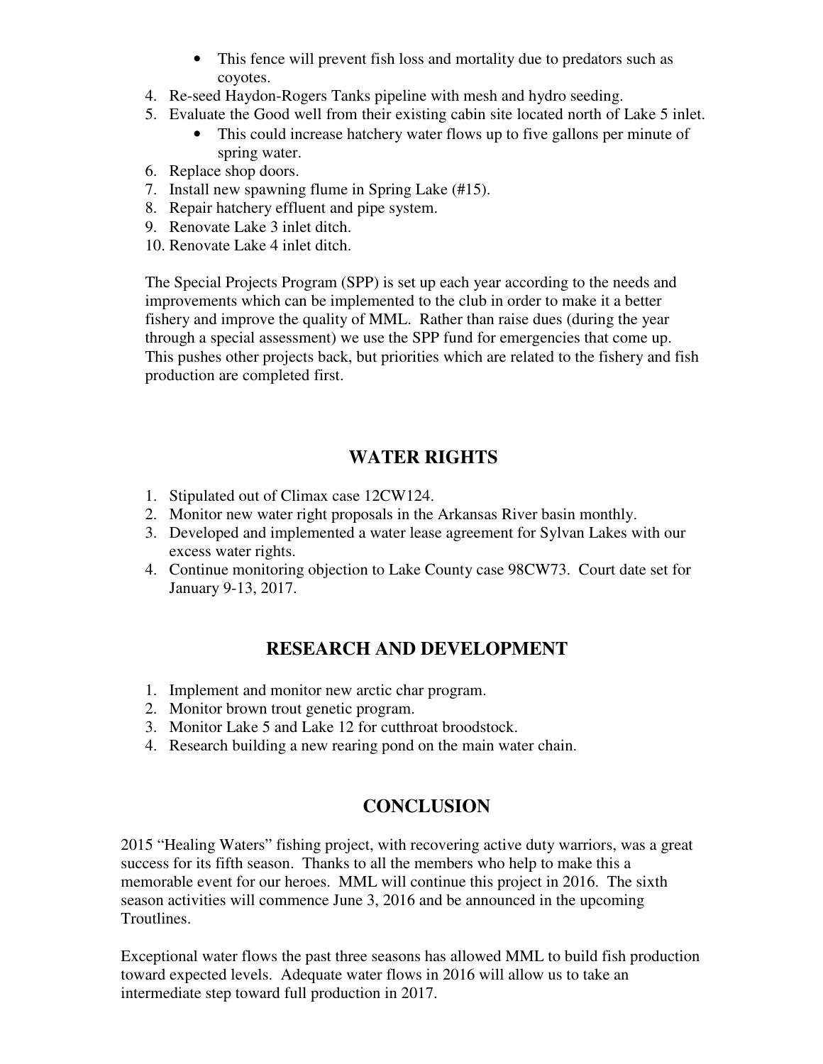- This fence will prevent fish loss and mortality due to predators such as coyotes.

4. Re-seed Haydon-Rogers Tanks pipeline with mesh and hydro seeding.
5. Evaluate the Good well from their existing cabin site located north of Lake 5 inlet.
   - This could increase hatchery water flows up to five gallons per minute of spring water.
6. Replace shop doors.
7. Install new spawning flume in Spring Lake (#15).
8. Repair hatchery effluent and pipe system.
9. Renovate Lake 3 inlet ditch.
10. Renovate Lake 4 inlet ditch.

The Special Projects Program (SPP) is set up each year according to the needs and improvements which can be implemented to the club in order to make it a better fishery and improve the quality of MML. Rather than raise dues (during the year through a special assessment) we use the SPP fund for emergencies that come up. This pushes other projects back, but priorities which are related to the fishery and fish production are completed first.

## WATER RIGHTS

1. Stipulated out of Climax case 12CW124.
2. Monitor new water right proposals in the Arkansas River basin monthly.
3. Developed and implemented a water lease agreement for Sylvan Lakes with our excess water rights.
4. Continue monitoring objection to Lake County case 98CW73. Court date set for January 9-13, 2017.

## RESEARCH AND DEVELOPMENT

1. Implement and monitor new arctic char program.
2. Monitor brown trout genetic program.
3. Monitor Lake 5 and Lake 12 for cutthroat broodstock.
4. Research building a new rearing pond on the main water chain.

## CONCLUSION

2015 "Healing Waters" fishing project, with recovering active duty warriors, was a great success for its fifth season. Thanks to all the members who help to make this a memorable event for our heroes. MML will continue this project in 2016. The sixth season activities will commence June 3, 2016 and be announced in the upcoming Troutlines.

Exceptional water flows the past three seasons has allowed MML to build fish production toward expected levels. Adequate water flows in 2016 will allow us to take an intermediate step toward full production in 2017.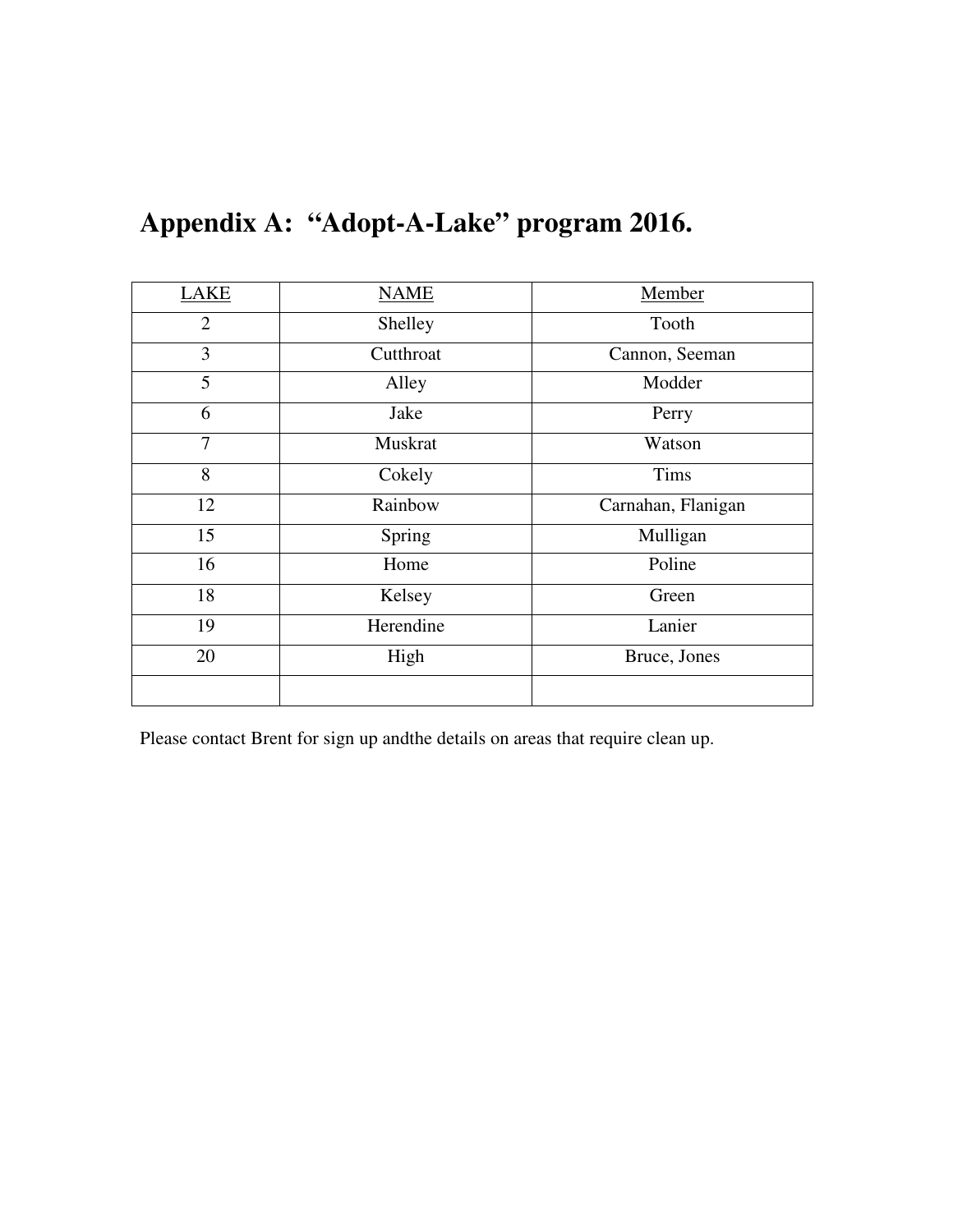# Appendix A: "Adopt-A-Lake" program 2016.

| LAKE | NAME | Member |
|---|---|---|
| 2 | Shelley | Tooth |
| 3 | Cutthroat | Cannon, Seeman |
| 5 | Alley | Modder |
| 6 | Jake | Perry |
| 7 | Muskrat | Watson |
| 8 | Cokely | Tims |
| 12 | Rainbow | Carnahan, Flanigan |
| 15 | Spring | Mulligan |
| 16 | Home | Poline |
| 18 | Kelsey | Green |
| 19 | Herendine | Lanier |
| 20 | High | Bruce, Jones |
| | | |

Please contact Brent for sign up andthe details on areas that require clean up.